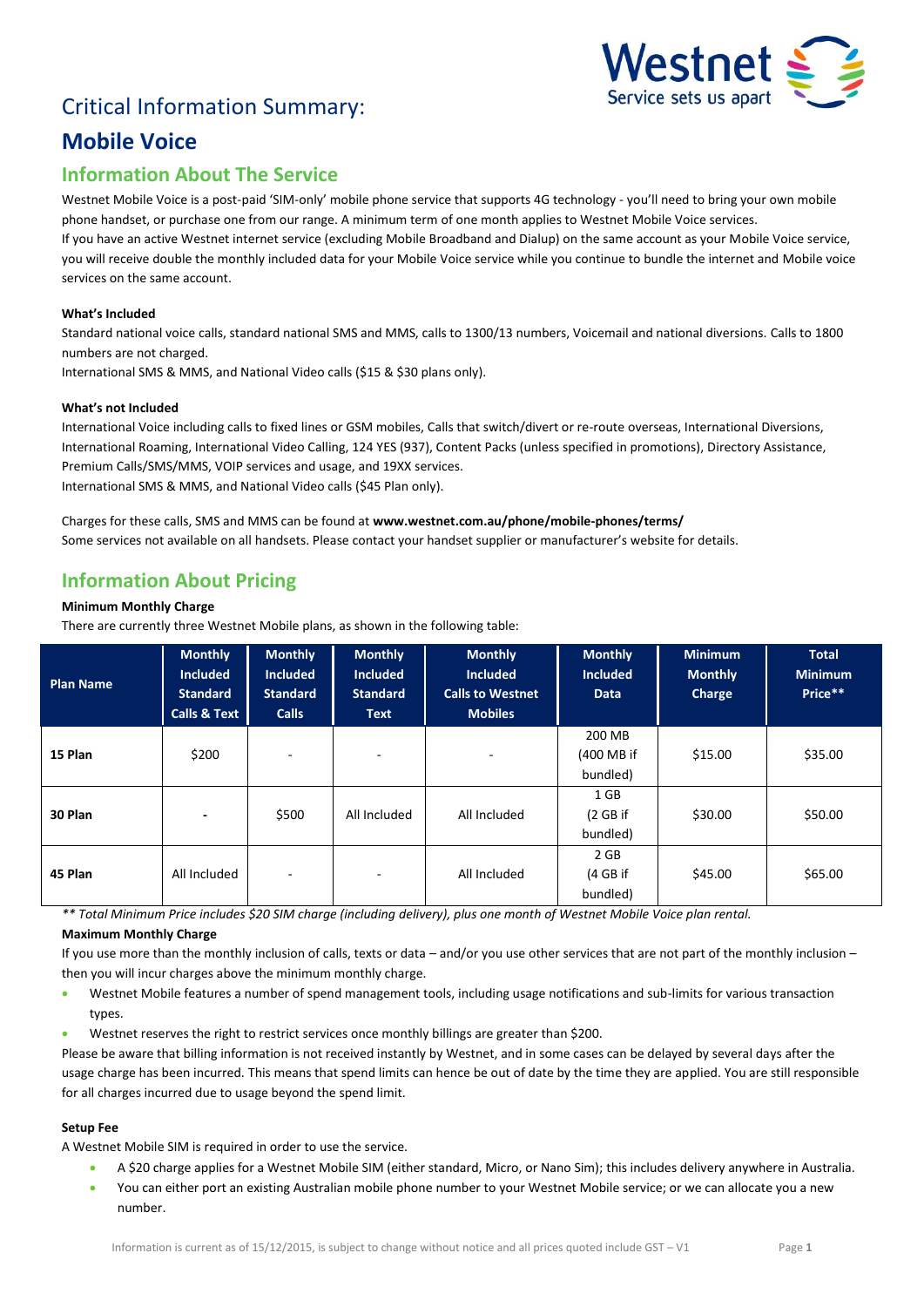# Critical Information Summary:

# Mobile Voice

## Information About The Service

Westnet Mobile Voice is a post-paid 'SIM-only' mobile phone service that supports 4G technology - you'll need to bring your own mobile phone handset, or purchase one from our range. A minimum term of one month applies to Westnet Mobile Voice services.
If you have an active Westnet internet service (excluding Mobile Broadband and Dialup) on the same account as your Mobile Voice service, you will receive double the monthly included data for your Mobile Voice service while you continue to bundle the internet and Mobile voice services on the same account.

**What's Included**

Standard national voice calls, standard national SMS and MMS, calls to 1300/13 numbers, Voicemail and national diversions. Calls to 1800 numbers are not charged.
International SMS & MMS, and National Video calls ($15 & $30 plans only).

**What's not Included**

International Voice including calls to fixed lines or GSM mobiles, Calls that switch/divert or re-route overseas, International Diversions, International Roaming, International Video Calling, 124 YES (937), Content Packs (unless specified in promotions), Directory Assistance, Premium Calls/SMS/MMS, VOIP services and usage, and 19XX services.
International SMS & MMS, and National Video calls ($45 Plan only).

Charges for these calls, SMS and MMS can be found at **www.westnet.com.au/phone/mobile-phones/terms/**
Some services not available on all handsets. Please contact your handset supplier or manufacturer's website for details.

## Information About Pricing

**Minimum Monthly Charge**

There are currently three Westnet Mobile plans, as shown in the following table:

| Plan Name | Monthly Included Standard Calls & Text | Monthly Included Standard Calls | Monthly Included Standard Text | Monthly Included Calls to Westnet Mobiles | Monthly Included Data | Minimum Monthly Charge | Total Minimum Price** |
|---|---|---|---|---|---|---|---|
| **15 Plan** | $200 | - | - | - | 200 MB (400 MB if bundled) | $15.00 | $35.00 |
| **30 Plan** | - | $500 | All Included | All Included | 1 GB (2 GB if bundled) | $30.00 | $50.00 |
| **45 Plan** | All Included | - | - | All Included | 2 GB (4 GB if bundled) | $45.00 | $65.00 |

*** Total Minimum Price includes $20 SIM charge (including delivery), plus one month of Westnet Mobile Voice plan rental.*

**Maximum Monthly Charge**

If you use more than the monthly inclusion of calls, texts or data – and/or you use other services that are not part of the monthly inclusion – then you will incur charges above the minimum monthly charge.

- Westnet Mobile features a number of spend management tools, including usage notifications and sub-limits for various transaction types.
- Westnet reserves the right to restrict services once monthly billings are greater than $200.

Please be aware that billing information is not received instantly by Westnet, and in some cases can be delayed by several days after the usage charge has been incurred. This means that spend limits can hence be out of date by the time they are applied. You are still responsible for all charges incurred due to usage beyond the spend limit.

**Setup Fee**

A Westnet Mobile SIM is required in order to use the service.

- A $20 charge applies for a Westnet Mobile SIM (either standard, Micro, or Nano Sim); this includes delivery anywhere in Australia.
- You can either port an existing Australian mobile phone number to your Westnet Mobile service; or we can allocate you a new number.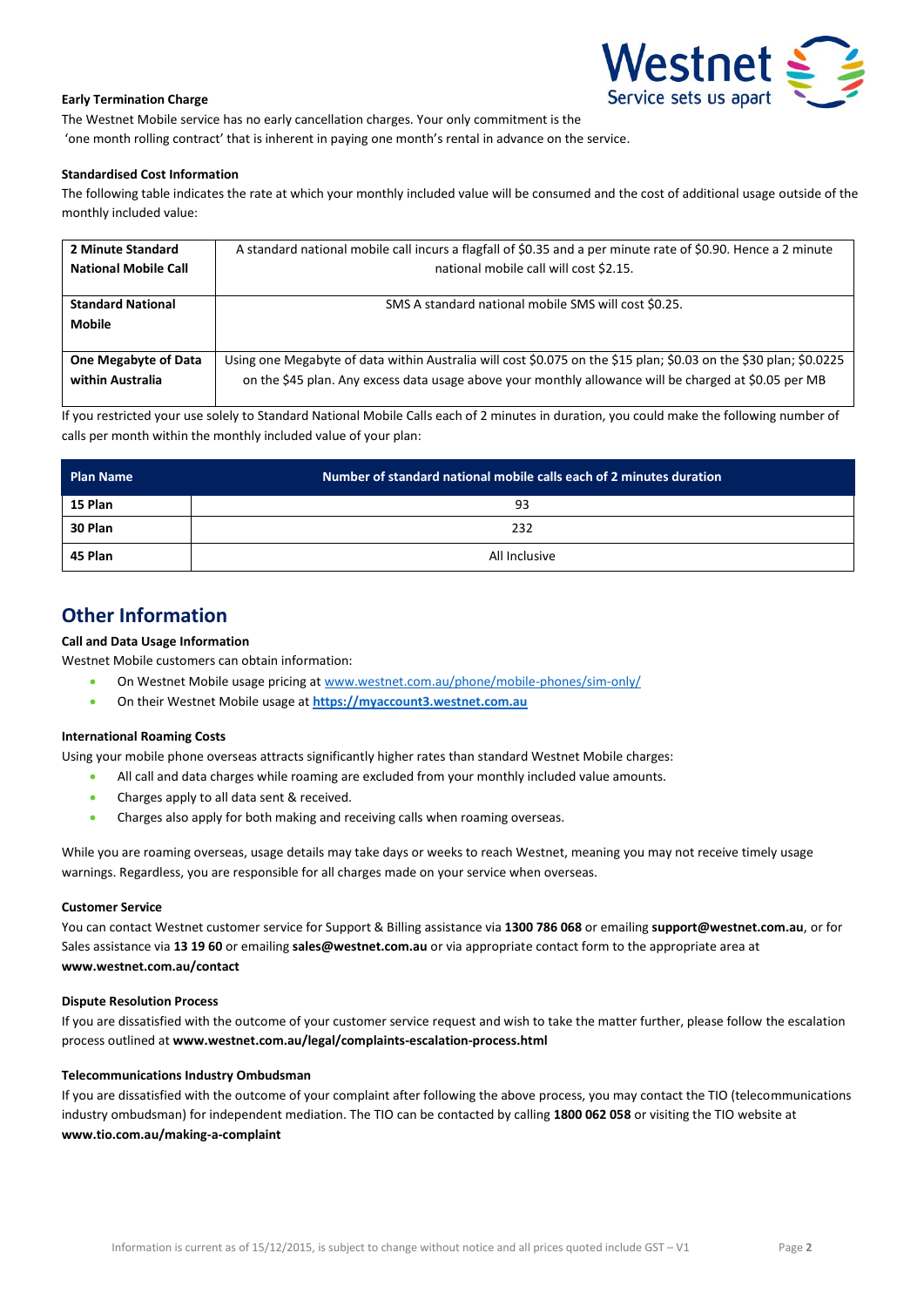**Early Termination Charge**

The Westnet Mobile service has no early cancellation charges. Your only commitment is the 'one month rolling contract' that is inherent in paying one month's rental in advance on the service.

**Standardised Cost Information**

The following table indicates the rate at which your monthly included value will be consumed and the cost of additional usage outside of the monthly included value:

| | |
|---|---|
| **2 Minute Standard National Mobile Call** | A standard national mobile call incurs a flagfall of $0.35 and a per minute rate of $0.90. Hence a 2 minute national mobile call will cost $2.15. |
| **Standard National Mobile** | SMS A standard national mobile SMS will cost $0.25. |
| **One Megabyte of Data within Australia** | Using one Megabyte of data within Australia will cost $0.075 on the $15 plan; $0.03 on the $30 plan; $0.0225 on the $45 plan. Any excess data usage above your monthly allowance will be charged at $0.05 per MB |

If you restricted your use solely to Standard National Mobile Calls each of 2 minutes in duration, you could make the following number of calls per month within the monthly included value of your plan:

| Plan Name | Number of standard national mobile calls each of 2 minutes duration |
|---|---|
| **15 Plan** | 93 |
| **30 Plan** | 232 |
| **45 Plan** | All Inclusive |

## Other Information

**Call and Data Usage Information**

Westnet Mobile customers can obtain information:

- On Westnet Mobile usage pricing at www.westnet.com.au/phone/mobile-phones/sim-only/
- On their Westnet Mobile usage at **https://myaccount3.westnet.com.au**

**International Roaming Costs**

Using your mobile phone overseas attracts significantly higher rates than standard Westnet Mobile charges:

- All call and data charges while roaming are excluded from your monthly included value amounts.
- Charges apply to all data sent & received.
- Charges also apply for both making and receiving calls when roaming overseas.

While you are roaming overseas, usage details may take days or weeks to reach Westnet, meaning you may not receive timely usage warnings. Regardless, you are responsible for all charges made on your service when overseas.

**Customer Service**

You can contact Westnet customer service for Support & Billing assistance via **1300 786 068** or emailing **support@westnet.com.au**, or for Sales assistance via **13 19 60** or emailing **sales@westnet.com.au** or via appropriate contact form to the appropriate area at **www.westnet.com.au/contact**

**Dispute Resolution Process**

If you are dissatisfied with the outcome of your customer service request and wish to take the matter further, please follow the escalation process outlined at **www.westnet.com.au/legal/complaints-escalation-process.html**

**Telecommunications Industry Ombudsman**

If you are dissatisfied with the outcome of your complaint after following the above process, you may contact the TIO (telecommunications industry ombudsman) for independent mediation. The TIO can be contacted by calling **1800 062 058** or visiting the TIO website at **www.tio.com.au/making-a-complaint**

Information is current as of 15/12/2015, is subject to change without notice and all prices quoted include GST – V1